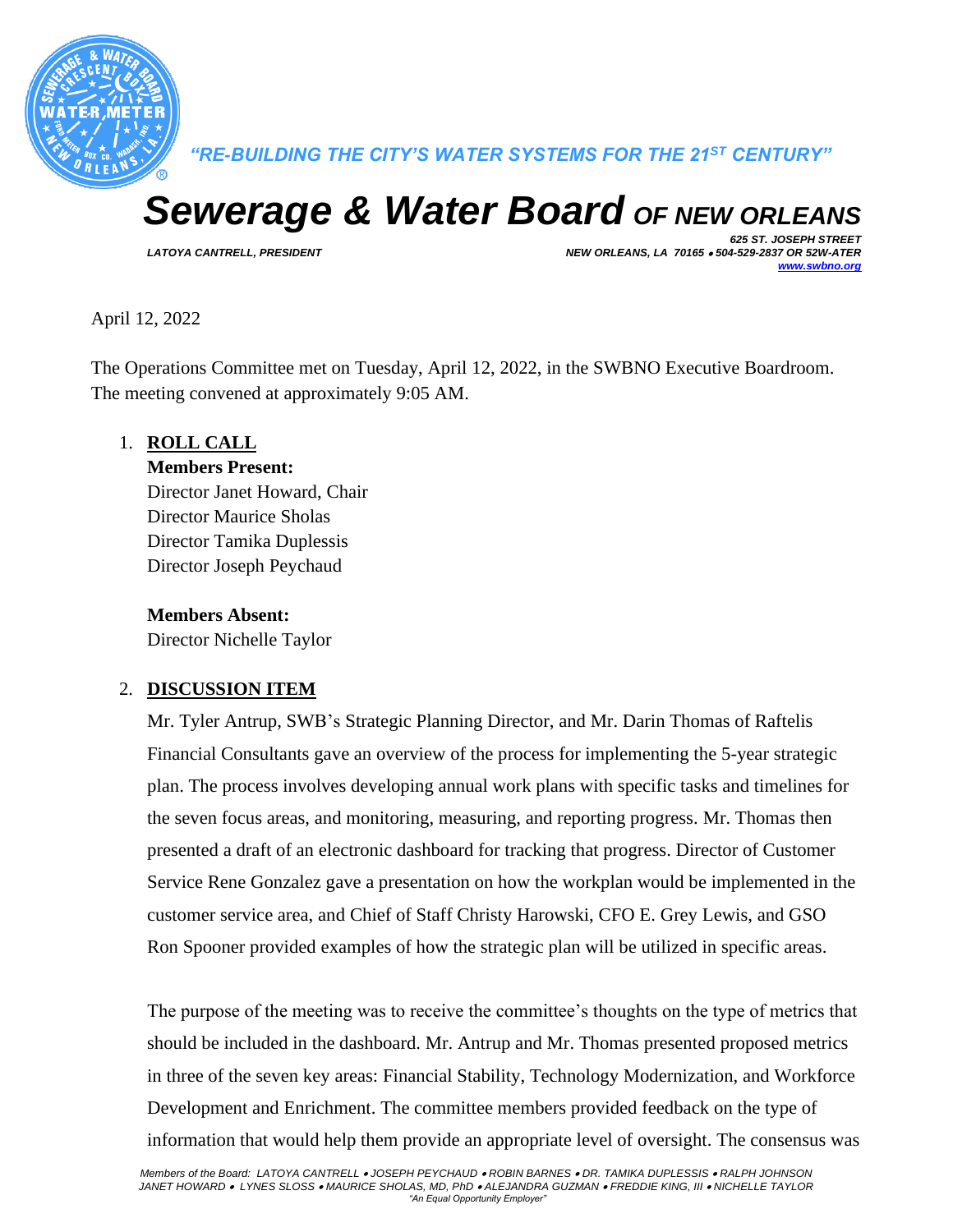*"RE-BUILDING THE CITY'S WATER SYSTEMS FOR THE 21ST CENTURY"*

# *Sewerage & Water Board OF NEW ORLEANS*

*LATOYA CANTRELL, PRESIDENT*

*625 ST. JOSEPH STREET*
*NEW ORLEANS, LA 70165 • 504-529-2837 OR 52W-ATER*
*www.swbno.org*

April 12, 2022

The Operations Committee met on Tuesday, April 12, 2022, in the SWBNO Executive Boardroom. The meeting convened at approximately 9:05 AM.

1. **ROLL CALL**

   **Members Present:**
   Director Janet Howard, Chair
   Director Maurice Sholas
   Director Tamika Duplessis
   Director Joseph Peychaud

   **Members Absent:**
   Director Nichelle Taylor

2. **DISCUSSION ITEM**

   Mr. Tyler Antrup, SWB's Strategic Planning Director, and Mr. Darin Thomas of Raftelis Financial Consultants gave an overview of the process for implementing the 5-year strategic plan. The process involves developing annual work plans with specific tasks and timelines for the seven focus areas, and monitoring, measuring, and reporting progress. Mr. Thomas then presented a draft of an electronic dashboard for tracking that progress. Director of Customer Service Rene Gonzalez gave a presentation on how the workplan would be implemented in the customer service area, and Chief of Staff Christy Harowski, CFO E. Grey Lewis, and GSO Ron Spooner provided examples of how the strategic plan will be utilized in specific areas.

   The purpose of the meeting was to receive the committee's thoughts on the type of metrics that should be included in the dashboard. Mr. Antrup and Mr. Thomas presented proposed metrics in three of the seven key areas: Financial Stability, Technology Modernization, and Workforce Development and Enrichment. The committee members provided feedback on the type of information that would help them provide an appropriate level of oversight. The consensus was

*Members of the Board: LATOYA CANTRELL • JOSEPH PEYCHAUD • ROBIN BARNES • DR. TAMIKA DUPLESSIS • RALPH JOHNSON JANET HOWARD • LYNES SLOSS • MAURICE SHOLAS, MD, PhD • ALEJANDRA GUZMAN • FREDDIE KING, III • NICHELLE TAYLOR*
*"An Equal Opportunity Employer"*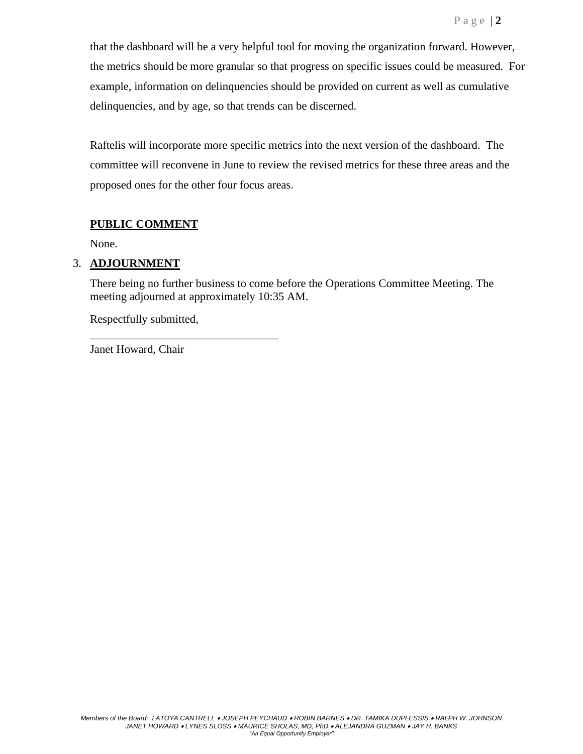that the dashboard will be a very helpful tool for moving the organization forward. However, the metrics should be more granular so that progress on specific issues could be measured. For example, information on delinquencies should be provided on current as well as cumulative delinquencies, and by age, so that trends can be discerned.

Raftelis will incorporate more specific metrics into the next version of the dashboard. The committee will reconvene in June to review the revised metrics for these three areas and the proposed ones for the other four focus areas.

**PUBLIC COMMENT**

None.

3. **ADJOURNMENT**

There being no further business to come before the Operations Committee Meeting. The meeting adjourned at approximately 10:35 AM.

Respectfully submitted,

_________________________________

Janet Howard, Chair

*Members of the Board: LATOYA CANTRELL • JOSEPH PEYCHAUD • ROBIN BARNES • DR. TAMIKA DUPLESSIS • RALPH W. JOHNSON JANET HOWARD • LYNES SLOSS • MAURICE SHOLAS, MD, PhD • ALEJANDRA GUZMAN • JAY H. BANKS*
*"An Equal Opportunity Employer"*